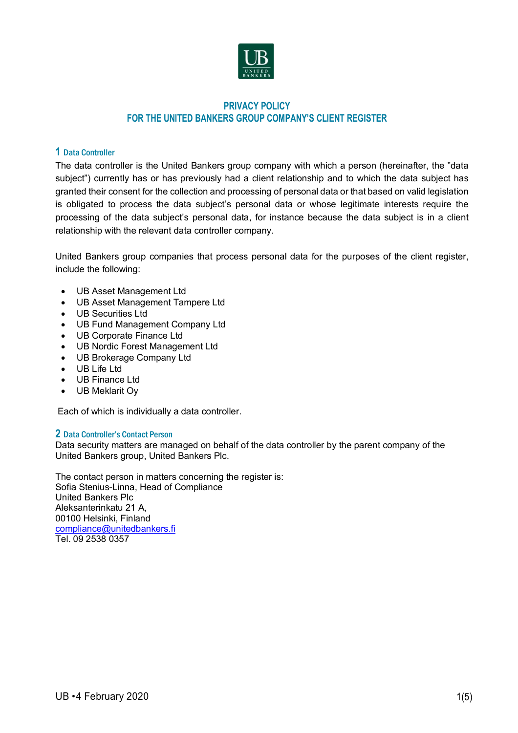# PRIVACY POLICY
# FOR THE UNITED BANKERS GROUP COMPANY'S CLIENT REGISTER

## 1 Data Controller

The data controller is the United Bankers group company with which a person (hereinafter, the "data subject") currently has or has previously had a client relationship and to which the data subject has granted their consent for the collection and processing of personal data or that based on valid legislation is obligated to process the data subject's personal data or whose legitimate interests require the processing of the data subject's personal data, for instance because the data subject is in a client relationship with the relevant data controller company.

United Bankers group companies that process personal data for the purposes of the client register, include the following:

- UB Asset Management Ltd
- UB Asset Management Tampere Ltd
- UB Securities Ltd
- UB Fund Management Company Ltd
- UB Corporate Finance Ltd
- UB Nordic Forest Management Ltd
- UB Brokerage Company Ltd
- UB Life Ltd
- UB Finance Ltd
- UB Meklarit Oy

Each of which is individually a data controller.

## 2 Data Controller's Contact Person

Data security matters are managed on behalf of the data controller by the parent company of the United Bankers group, United Bankers Plc.

The contact person in matters concerning the register is:
Sofia Stenius-Linna, Head of Compliance
United Bankers Plc
Aleksanterinkatu 21 A,
00100 Helsinki, Finland
compliance@unitedbankers.fi
Tel. 09 2538 0357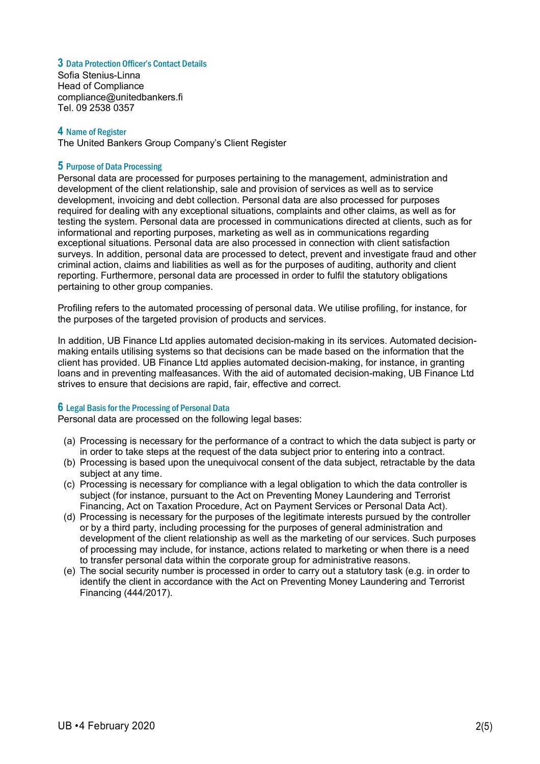## 3 Data Protection Officer's Contact Details

Sofia Stenius-Linna
Head of Compliance
compliance@unitedbankers.fi
Tel. 09 2538 0357

## 4 Name of Register

The United Bankers Group Company's Client Register

## 5 Purpose of Data Processing

Personal data are processed for purposes pertaining to the management, administration and development of the client relationship, sale and provision of services as well as to service development, invoicing and debt collection. Personal data are also processed for purposes required for dealing with any exceptional situations, complaints and other claims, as well as for testing the system. Personal data are processed in communications directed at clients, such as for informational and reporting purposes, marketing as well as in communications regarding exceptional situations. Personal data are also processed in connection with client satisfaction surveys. In addition, personal data are processed to detect, prevent and investigate fraud and other criminal action, claims and liabilities as well as for the purposes of auditing, authority and client reporting. Furthermore, personal data are processed in order to fulfil the statutory obligations pertaining to other group companies.

Profiling refers to the automated processing of personal data. We utilise profiling, for instance, for the purposes of the targeted provision of products and services.

In addition, UB Finance Ltd applies automated decision-making in its services. Automated decision-making entails utilising systems so that decisions can be made based on the information that the client has provided. UB Finance Ltd applies automated decision-making, for instance, in granting loans and in preventing malfeasances. With the aid of automated decision-making, UB Finance Ltd strives to ensure that decisions are rapid, fair, effective and correct.

## 6 Legal Basis for the Processing of Personal Data

Personal data are processed on the following legal bases:

(a) Processing is necessary for the performance of a contract to which the data subject is party or in order to take steps at the request of the data subject prior to entering into a contract.
(b) Processing is based upon the unequivocal consent of the data subject, retractable by the data subject at any time.
(c) Processing is necessary for compliance with a legal obligation to which the data controller is subject (for instance, pursuant to the Act on Preventing Money Laundering and Terrorist Financing, Act on Taxation Procedure, Act on Payment Services or Personal Data Act).
(d) Processing is necessary for the purposes of the legitimate interests pursued by the controller or by a third party, including processing for the purposes of general administration and development of the client relationship as well as the marketing of our services. Such purposes of processing may include, for instance, actions related to marketing or when there is a need to transfer personal data within the corporate group for administrative reasons.
(e) The social security number is processed in order to carry out a statutory task (e.g. in order to identify the client in accordance with the Act on Preventing Money Laundering and Terrorist Financing (444/2017).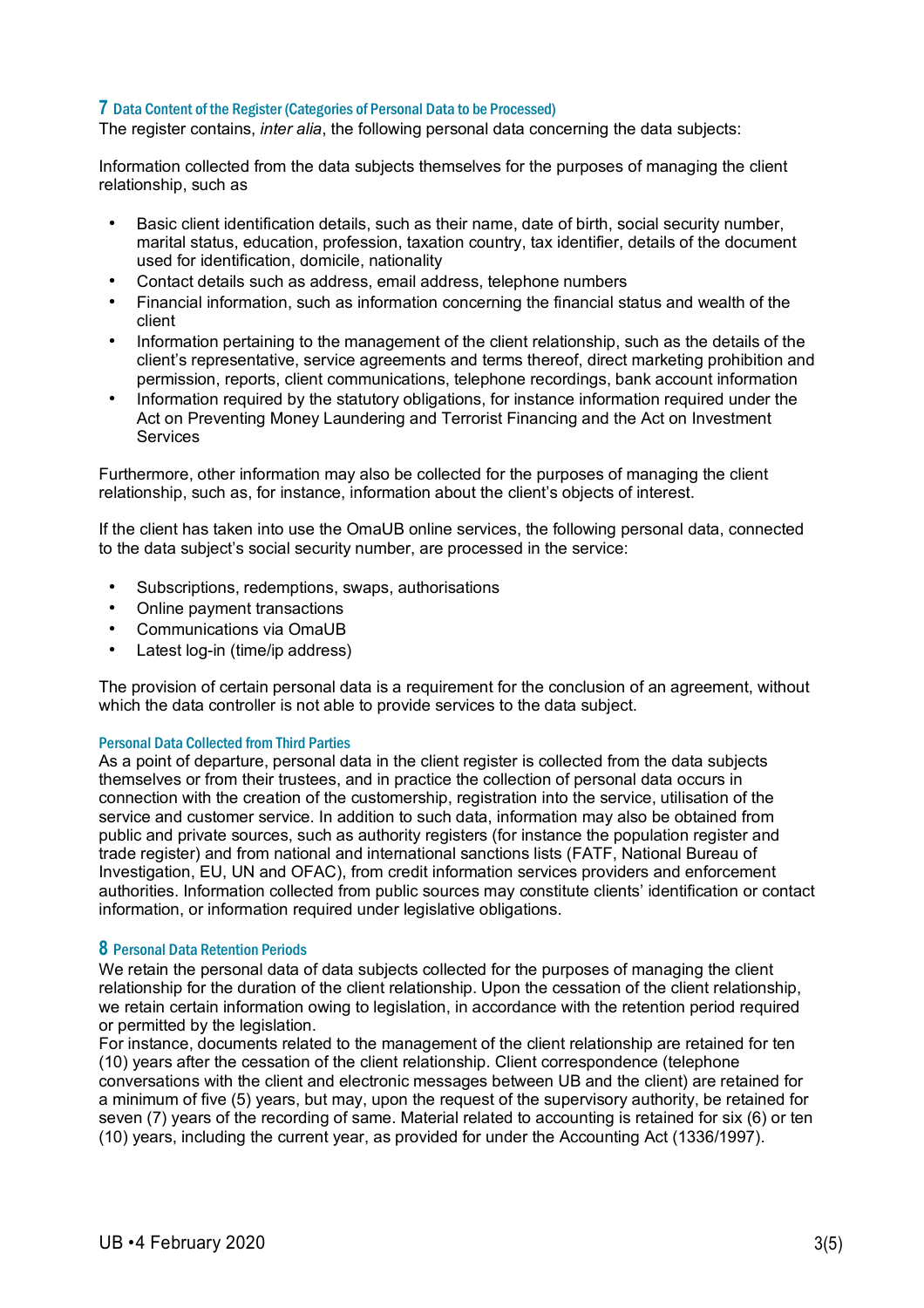## 7 Data Content of the Register (Categories of Personal Data to be Processed)

The register contains, *inter alia*, the following personal data concerning the data subjects:

Information collected from the data subjects themselves for the purposes of managing the client relationship, such as

- Basic client identification details, such as their name, date of birth, social security number, marital status, education, profession, taxation country, tax identifier, details of the document used for identification, domicile, nationality
- Contact details such as address, email address, telephone numbers
- Financial information, such as information concerning the financial status and wealth of the client
- Information pertaining to the management of the client relationship, such as the details of the client's representative, service agreements and terms thereof, direct marketing prohibition and permission, reports, client communications, telephone recordings, bank account information
- Information required by the statutory obligations, for instance information required under the Act on Preventing Money Laundering and Terrorist Financing and the Act on Investment Services

Furthermore, other information may also be collected for the purposes of managing the client relationship, such as, for instance, information about the client's objects of interest.

If the client has taken into use the OmaUB online services, the following personal data, connected to the data subject's social security number, are processed in the service:

- Subscriptions, redemptions, swaps, authorisations
- Online payment transactions
- Communications via OmaUB
- Latest log-in (time/ip address)

The provision of certain personal data is a requirement for the conclusion of an agreement, without which the data controller is not able to provide services to the data subject.

### Personal Data Collected from Third Parties

As a point of departure, personal data in the client register is collected from the data subjects themselves or from their trustees, and in practice the collection of personal data occurs in connection with the creation of the customership, registration into the service, utilisation of the service and customer service. In addition to such data, information may also be obtained from public and private sources, such as authority registers (for instance the population register and trade register) and from national and international sanctions lists (FATF, National Bureau of Investigation, EU, UN and OFAC), from credit information services providers and enforcement authorities. Information collected from public sources may constitute clients' identification or contact information, or information required under legislative obligations.

## 8 Personal Data Retention Periods

We retain the personal data of data subjects collected for the purposes of managing the client relationship for the duration of the client relationship. Upon the cessation of the client relationship, we retain certain information owing to legislation, in accordance with the retention period required or permitted by the legislation.

For instance, documents related to the management of the client relationship are retained for ten (10) years after the cessation of the client relationship. Client correspondence (telephone conversations with the client and electronic messages between UB and the client) are retained for a minimum of five (5) years, but may, upon the request of the supervisory authority, be retained for seven (7) years of the recording of same. Material related to accounting is retained for six (6) or ten (10) years, including the current year, as provided for under the Accounting Act (1336/1997).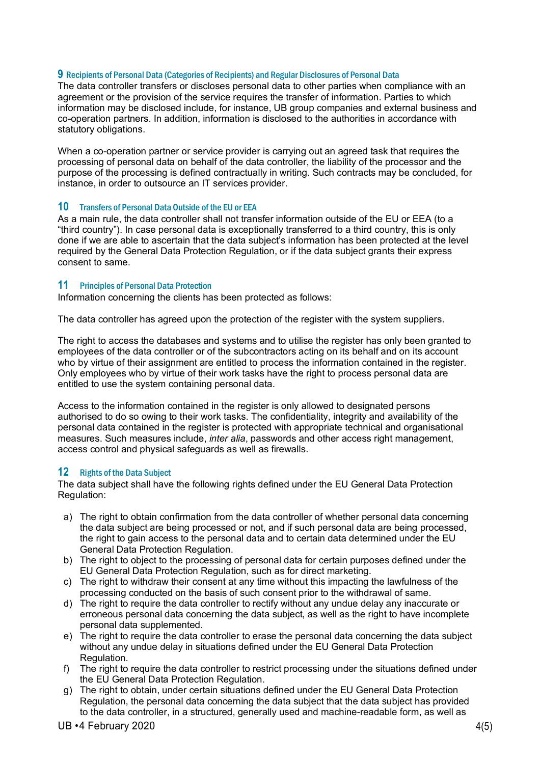## 9 Recipients of Personal Data (Categories of Recipients) and Regular Disclosures of Personal Data

The data controller transfers or discloses personal data to other parties when compliance with an agreement or the provision of the service requires the transfer of information. Parties to which information may be disclosed include, for instance, UB group companies and external business and co-operation partners. In addition, information is disclosed to the authorities in accordance with statutory obligations.

When a co-operation partner or service provider is carrying out an agreed task that requires the processing of personal data on behalf of the data controller, the liability of the processor and the purpose of the processing is defined contractually in writing. Such contracts may be concluded, for instance, in order to outsource an IT services provider.

## 10 Transfers of Personal Data Outside of the EU or EEA

As a main rule, the data controller shall not transfer information outside of the EU or EEA (to a "third country"). In case personal data is exceptionally transferred to a third country, this is only done if we are able to ascertain that the data subject's information has been protected at the level required by the General Data Protection Regulation, or if the data subject grants their express consent to same.

## 11 Principles of Personal Data Protection

Information concerning the clients has been protected as follows:

The data controller has agreed upon the protection of the register with the system suppliers.

The right to access the databases and systems and to utilise the register has only been granted to employees of the data controller or of the subcontractors acting on its behalf and on its account who by virtue of their assignment are entitled to process the information contained in the register. Only employees who by virtue of their work tasks have the right to process personal data are entitled to use the system containing personal data.

Access to the information contained in the register is only allowed to designated persons authorised to do so owing to their work tasks. The confidentiality, integrity and availability of the personal data contained in the register is protected with appropriate technical and organisational measures. Such measures include, *inter alia*, passwords and other access right management, access control and physical safeguards as well as firewalls.

## 12 Rights of the Data Subject

The data subject shall have the following rights defined under the EU General Data Protection Regulation:

a) The right to obtain confirmation from the data controller of whether personal data concerning the data subject are being processed or not, and if such personal data are being processed, the right to gain access to the personal data and to certain data determined under the EU General Data Protection Regulation.
b) The right to object to the processing of personal data for certain purposes defined under the EU General Data Protection Regulation, such as for direct marketing.
c) The right to withdraw their consent at any time without this impacting the lawfulness of the processing conducted on the basis of such consent prior to the withdrawal of same.
d) The right to require the data controller to rectify without any undue delay any inaccurate or erroneous personal data concerning the data subject, as well as the right to have incomplete personal data supplemented.
e) The right to require the data controller to erase the personal data concerning the data subject without any undue delay in situations defined under the EU General Data Protection Regulation.
f) The right to require the data controller to restrict processing under the situations defined under the EU General Data Protection Regulation.
g) The right to obtain, under certain situations defined under the EU General Data Protection Regulation, the personal data concerning the data subject that the data subject has provided to the data controller, in a structured, generally used and machine-readable form, as well as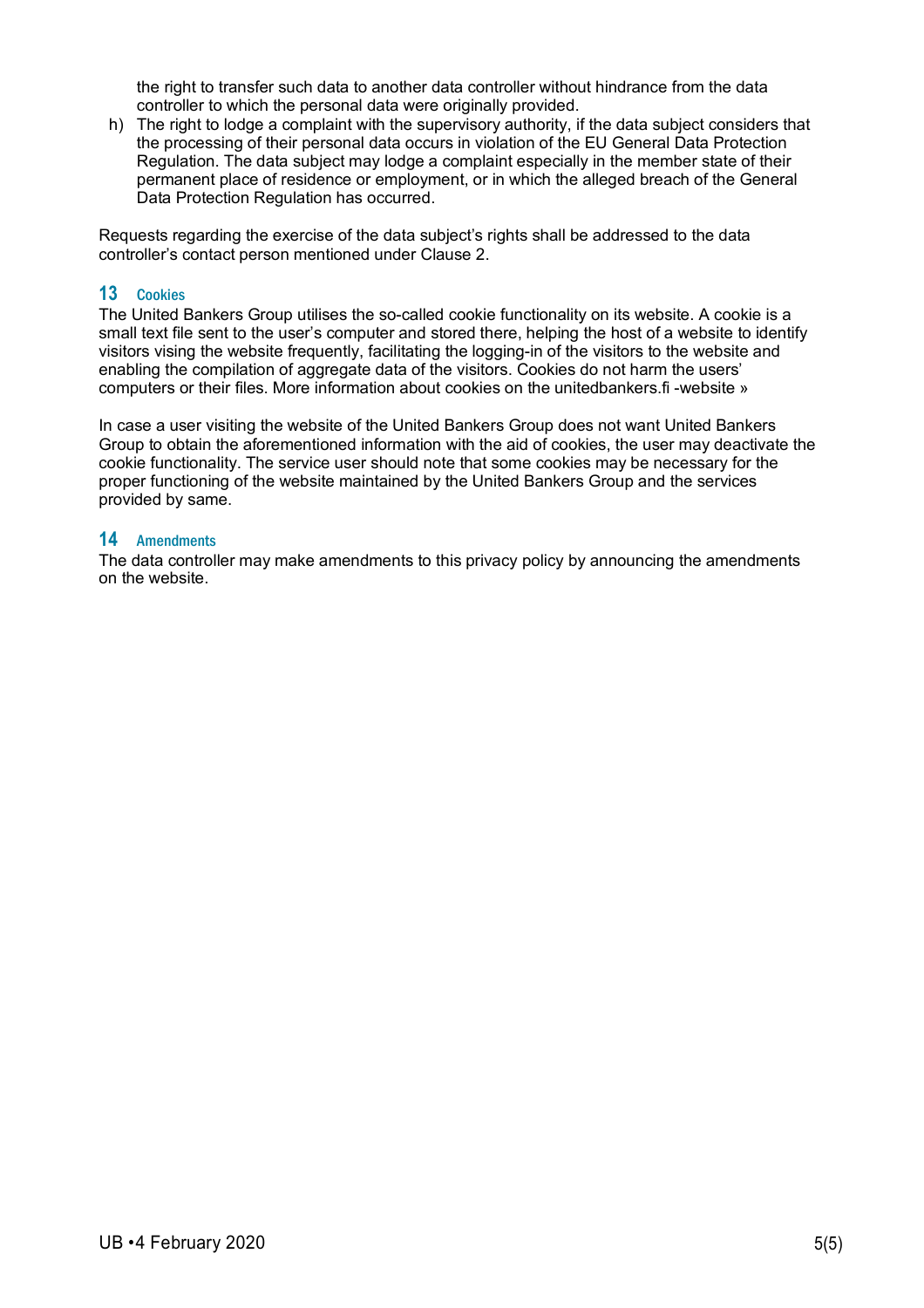the right to transfer such data to another data controller without hindrance from the data controller to which the personal data were originally provided.

h) The right to lodge a complaint with the supervisory authority, if the data subject considers that the processing of their personal data occurs in violation of the EU General Data Protection Regulation. The data subject may lodge a complaint especially in the member state of their permanent place of residence or employment, or in which the alleged breach of the General Data Protection Regulation has occurred.

Requests regarding the exercise of the data subject's rights shall be addressed to the data controller's contact person mentioned under Clause 2.

## 13 Cookies

The United Bankers Group utilises the so-called cookie functionality on its website. A cookie is a small text file sent to the user's computer and stored there, helping the host of a website to identify visitors vising the website frequently, facilitating the logging-in of the visitors to the website and enabling the compilation of aggregate data of the visitors. Cookies do not harm the users' computers or their files. More information about cookies on the unitedbankers.fi -website »

In case a user visiting the website of the United Bankers Group does not want United Bankers Group to obtain the aforementioned information with the aid of cookies, the user may deactivate the cookie functionality. The service user should note that some cookies may be necessary for the proper functioning of the website maintained by the United Bankers Group and the services provided by same.

## 14 Amendments

The data controller may make amendments to this privacy policy by announcing the amendments on the website.